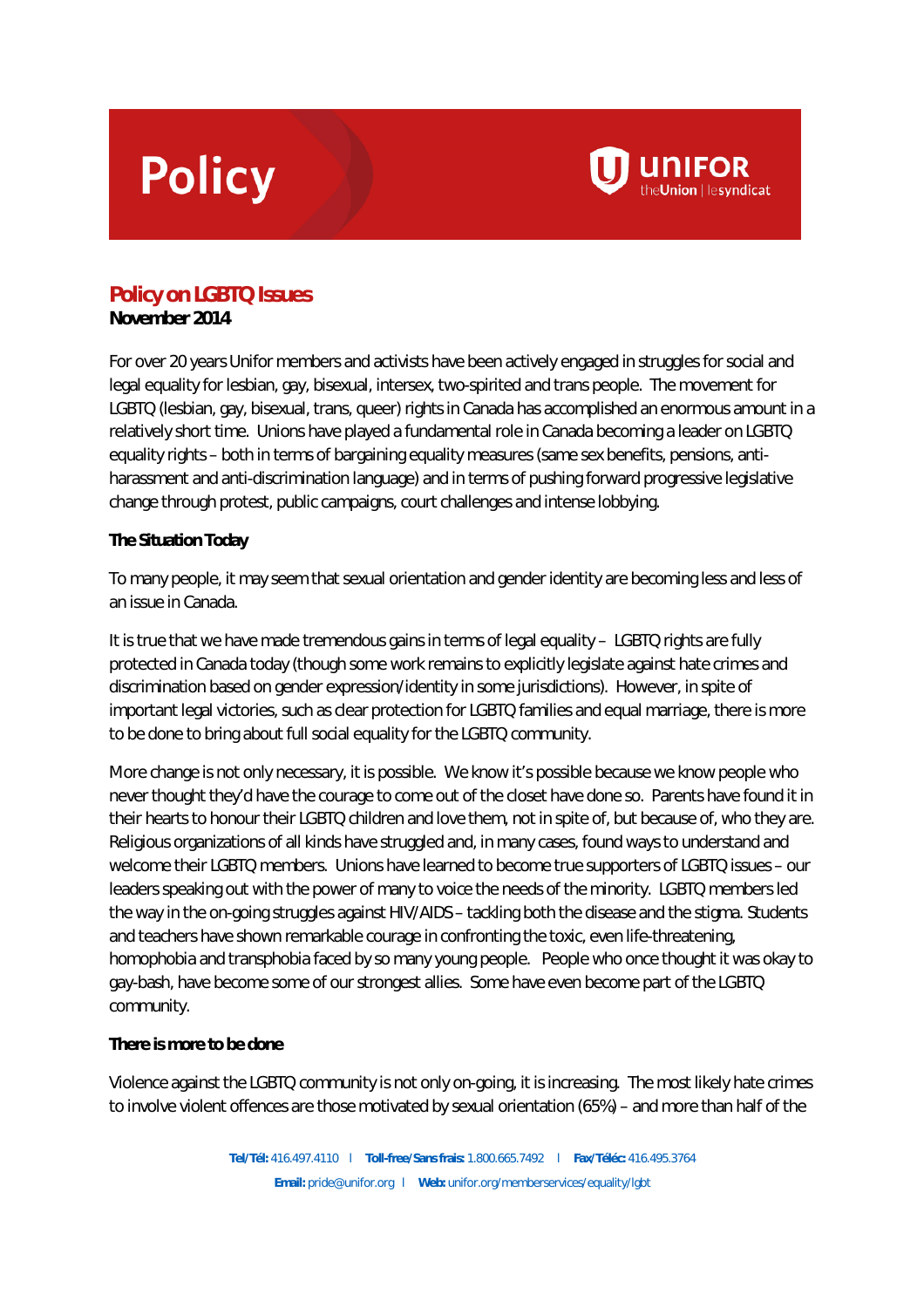# Policy

# Policy on LGBTQ Issues

**November 2014**

For over 20 years Unifor members and activists have been actively engaged in struggles for social and legal equality for lesbian, gay, bisexual, intersex, two-spirited and trans people. The movement for LGBTQ (lesbian, gay, bisexual, trans, queer) rights in Canada has accomplished an enormous amount in a relatively short time. Unions have played a fundamental role in Canada becoming a leader on LGBTQ equality rights – both in terms of bargaining equality measures (same sex benefits, pensions, anti-harassment and anti-discrimination language) and in terms of pushing forward progressive legislative change through protest, public campaigns, court challenges and intense lobbying.

## The Situation Today

To many people, it may seem that sexual orientation and gender identity are becoming less and less of an issue in Canada.

It is true that we have made tremendous gains in terms of legal equality – LGBTQ rights are fully protected in Canada today (though some work remains to explicitly legislate against hate crimes and discrimination based on gender expression/identity in some jurisdictions). However, in spite of important legal victories, such as clear protection for LGBTQ families and equal marriage, there is more to be done to bring about full social equality for the LGBTQ community.

More change is not only necessary, it is possible. We know it's possible because we know people who never thought they'd have the courage to come out of the closet have done so. Parents have found it in their hearts to honour their LGBTQ children and love them, not in spite of, but because of, who they are. Religious organizations of all kinds have struggled and, in many cases, found ways to understand and welcome their LGBTQ members. Unions have learned to become true supporters of LGBTQ issues – our leaders speaking out with the power of many to voice the needs of the minority. LGBTQ members led the way in the on-going struggles against HIV/AIDS – tackling both the disease and the stigma. Students and teachers have shown remarkable courage in confronting the toxic, even life-threatening, homophobia and transphobia faced by so many young people. People who once thought it was okay to gay-bash, have become some of our strongest allies. Some have even become part of the LGBTQ community.

## There is more to be done

Violence against the LGBTQ community is not only on-going, it is increasing. The most likely hate crimes to involve violent offences are those motivated by sexual orientation (65%) – and more than half of the

**Tel/Tél:** 416.497.4110 | **Toll-free/Sans frais:** 1.800.665.7492 | **Fax/Téléc:** 416.495.3764
**Email:** pride@unifor.org | **Web:** unifor.org/memberservices/equality/lgbt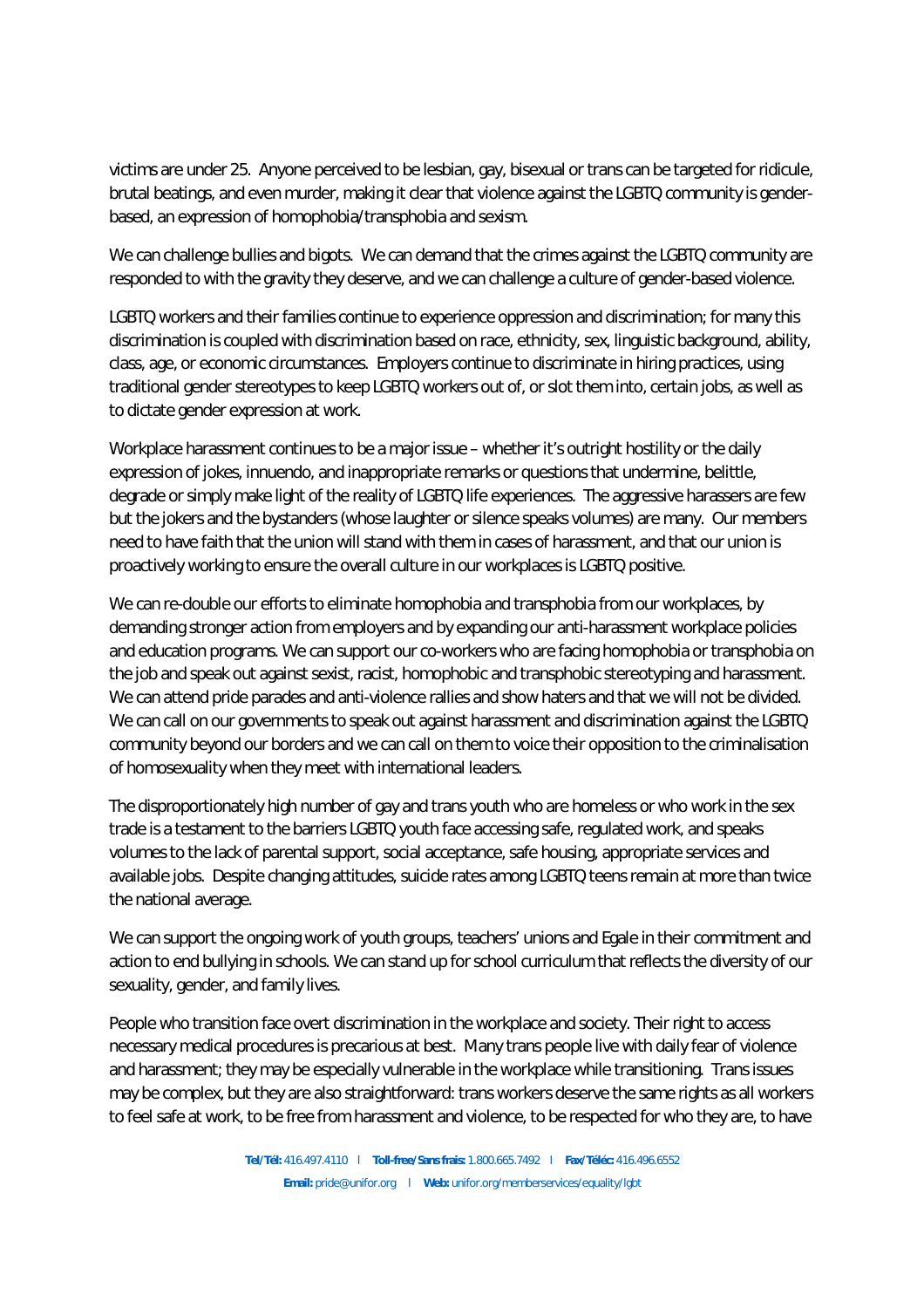victims are under 25. Anyone perceived to be lesbian, gay, bisexual or trans can be targeted for ridicule, brutal beatings, and even murder, making it clear that violence against the LGBTQ community is gender-based, an expression of homophobia/transphobia and sexism.

We can challenge bullies and bigots. We can demand that the crimes against the LGBTQ community are responded to with the gravity they deserve, and we can challenge a culture of gender-based violence.

LGBTQ workers and their families continue to experience oppression and discrimination; for many this discrimination is coupled with discrimination based on race, ethnicity, sex, linguistic background, ability, class, age, or economic circumstances. Employers continue to discriminate in hiring practices, using traditional gender stereotypes to keep LGBTQ workers out of, or slot them into, certain jobs, as well as to dictate gender expression at work.

Workplace harassment continues to be a major issue – whether it's outright hostility or the daily expression of jokes, innuendo, and inappropriate remarks or questions that undermine, belittle, degrade or simply make light of the reality of LGBTQ life experiences. The aggressive harassers are few but the jokers and the bystanders (whose laughter or silence speaks volumes) are many. Our members need to have faith that the union will stand with them in cases of harassment, and that our union is proactively working to ensure the overall culture in our workplaces is LGBTQ positive.

We can re-double our efforts to eliminate homophobia and transphobia from our workplaces, by demanding stronger action from employers and by expanding our anti-harassment workplace policies and education programs. We can support our co-workers who are facing homophobia or transphobia on the job and speak out against sexist, racist, homophobic and transphobic stereotyping and harassment. We can attend pride parades and anti-violence rallies and show haters and that we will not be divided. We can call on our governments to speak out against harassment and discrimination against the LGBTQ community beyond our borders and we can call on them to voice their opposition to the criminalisation of homosexuality when they meet with international leaders.

The disproportionately high number of gay and trans youth who are homeless or who work in the sex trade is a testament to the barriers LGBTQ youth face accessing safe, regulated work, and speaks volumes to the lack of parental support, social acceptance, safe housing, appropriate services and available jobs. Despite changing attitudes, suicide rates among LGBTQ teens remain at more than twice the national average.

We can support the ongoing work of youth groups, teachers' unions and Egale in their commitment and action to end bullying in schools. We can stand up for school curriculum that reflects the diversity of our sexuality, gender, and family lives.

People who transition face overt discrimination in the workplace and society. Their right to access necessary medical procedures is precarious at best. Many trans people live with daily fear of violence and harassment; they may be especially vulnerable in the workplace while transitioning. Trans issues may be complex, but they are also straightforward: trans workers deserve the same rights as all workers to feel safe at work, to be free from harassment and violence, to be respected for who they are, to have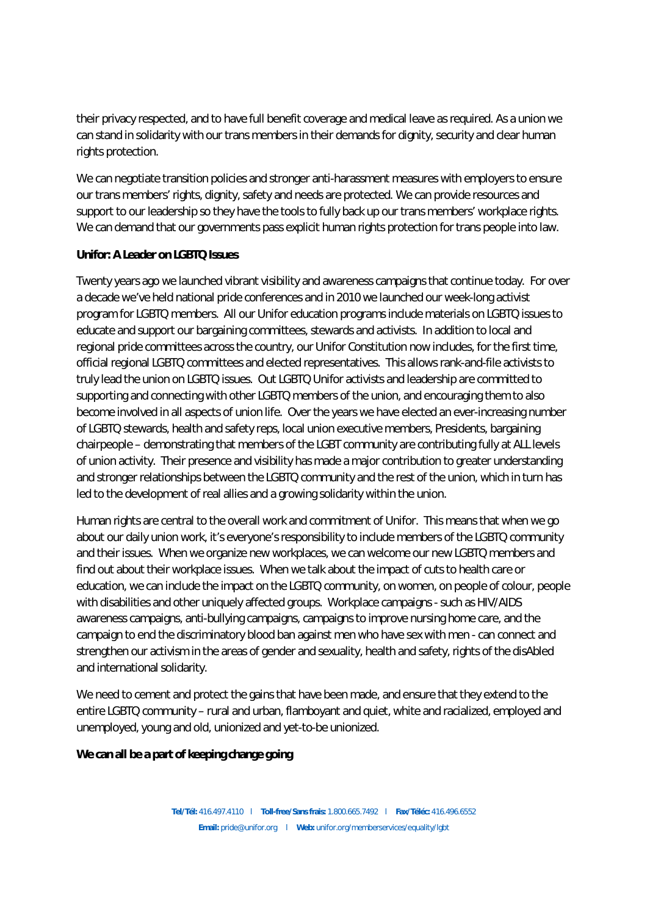their privacy respected, and to have full benefit coverage and medical leave as required. As a union we can stand in solidarity with our trans members in their demands for dignity, security and clear human rights protection.

We can negotiate transition policies and stronger anti-harassment measures with employers to ensure our trans members' rights, dignity, safety and needs are protected. We can provide resources and support to our leadership so they have the tools to fully back up our trans members' workplace rights. We can demand that our governments pass explicit human rights protection for trans people into law.

**Unifor: A Leader on LGBTQ Issues**

Twenty years ago we launched vibrant visibility and awareness campaigns that continue today. For over a decade we've held national pride conferences and in 2010 we launched our week-long activist program for LGBTQ members. All our Unifor education programs include materials on LGBTQ issues to educate and support our bargaining committees, stewards and activists. In addition to local and regional pride committees across the country, our Unifor Constitution now includes, for the first time, official regional LGBTQ committees and elected representatives. This allows rank-and-file activists to truly lead the union on LGBTQ issues. Out LGBTQ Unifor activists and leadership are committed to supporting and connecting with other LGBTQ members of the union, and encouraging them to also become involved in all aspects of union life. Over the years we have elected an ever-increasing number of LGBTQ stewards, health and safety reps, local union executive members, Presidents, bargaining chairpeople – demonstrating that members of the LGBT community are contributing fully at ALL levels of union activity. Their presence and visibility has made a major contribution to greater understanding and stronger relationships between the LGBTQ community and the rest of the union, which in turn has led to the development of real allies and a growing solidarity within the union.

Human rights are central to the overall work and commitment of Unifor. This means that when we go about our daily union work, it's everyone's responsibility to include members of the LGBTQ community and their issues. When we organize new workplaces, we can welcome our new LGBTQ members and find out about their workplace issues. When we talk about the impact of cuts to health care or education, we can include the impact on the LGBTQ community, on women, on people of colour, people with disabilities and other uniquely affected groups. Workplace campaigns - such as HIV/AIDS awareness campaigns, anti-bullying campaigns, campaigns to improve nursing home care, and the campaign to end the discriminatory blood ban against men who have sex with men - can connect and strengthen our activism in the areas of gender and sexuality, health and safety, rights of the disAbled and international solidarity.

We need to cement and protect the gains that have been made, and ensure that they extend to the entire LGBTQ community – rural and urban, flamboyant and quiet, white and racialized, employed and unemployed, young and old, unionized and yet-to-be unionized.

**We can all be a part of keeping change going**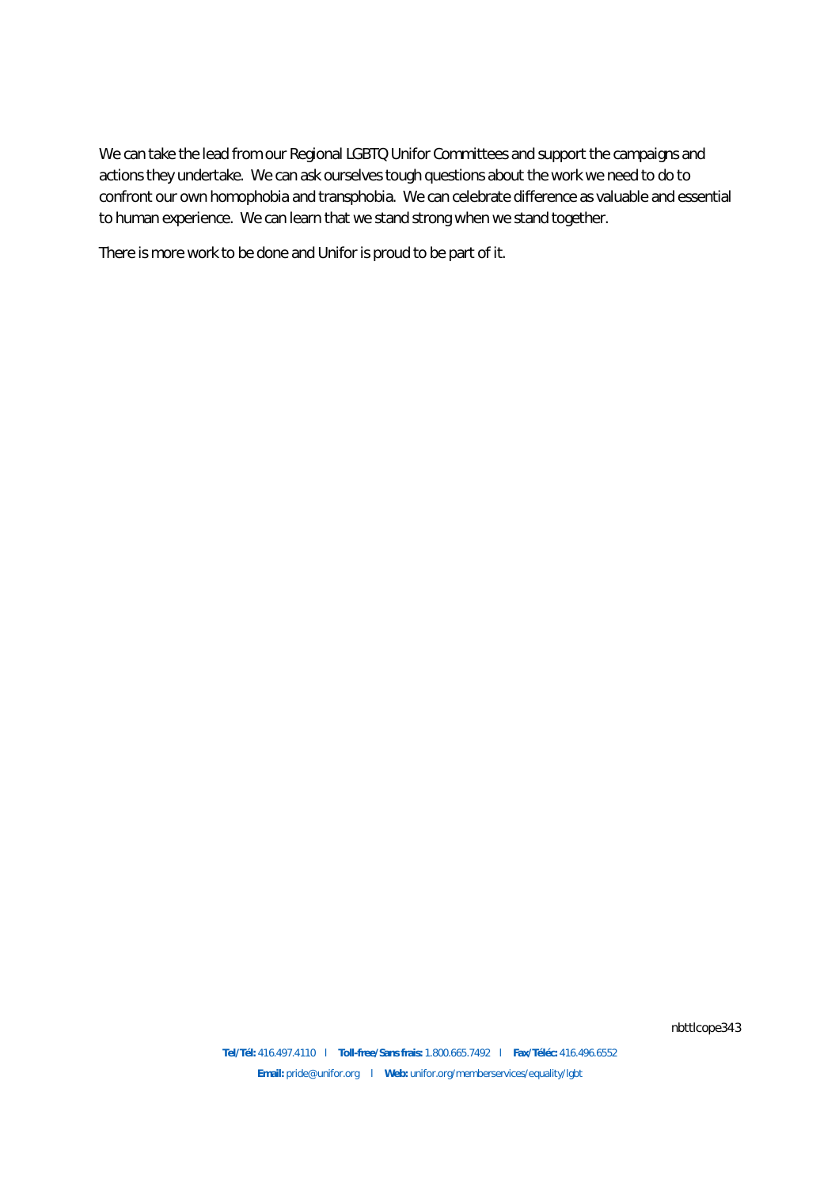We can take the lead from our Regional LGBTQ Unifor Committees and support the campaigns and actions they undertake. We can ask ourselves tough questions about the work we need to do to confront our own homophobia and transphobia. We can celebrate difference as valuable and essential to human experience. We can learn that we stand strong when we stand together.

There is more work to be done and Unifor is proud to be part of it.

nbttlcope343

**Tel/Tél:** 416.497.4110 l **Toll-free/Sans frais:** 1.800.665.7492 l **Fax/Téléc:** 416.496.6552

**Email:** pride@unifor.org l **Web:** unifor.org/memberservices/equality/lgbt